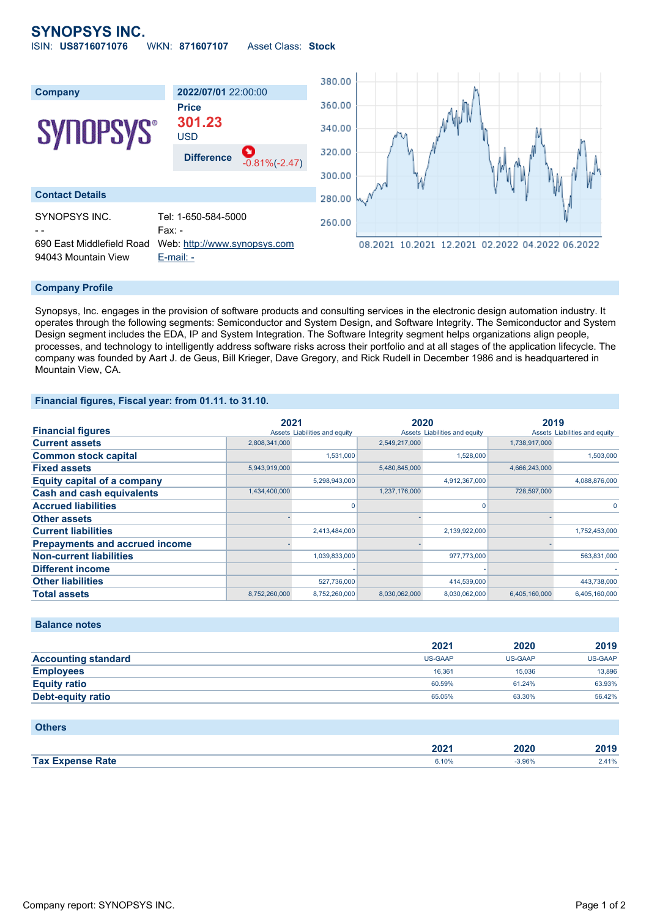# SYNOPSYS INC.

ISIN: **US8716071076** WKN: **871607107** Asset Class: **Stock**

| Company | 2022/07/01 22:00:00 |
|---|---|
| | Price |
| | **301.23** |
| | USD |
| | Difference -0.81%(-2.47) |

380.00
360.00
340.00
320.00
300.00
280.00
260.00
08.2021 10.2021 12.2021 02.2022 04.2022 06.2022

## Contact Details

| | |
|---|---|
| SYNOPSYS INC. | Tel: 1-650-584-5000 |
| - - | Fax: - |
| 690 East Middlefield Road | Web: http://www.synopsys.com |
| 94043 Mountain View | E-mail: - |

## Company Profile

Synopsys, Inc. engages in the provision of software products and consulting services in the electronic design automation industry. It operates through the following segments: Semiconductor and System Design, and Software Integrity. The Semiconductor and System Design segment includes the EDA, IP and System Integration. The Software Integrity segment helps organizations align people, processes, and technology to intelligently address software risks across their portfolio and at all stages of the application lifecycle. The company was founded by Aart J. de Geus, Bill Krieger, Dave Gregory, and Rick Rudell in December 1986 and is headquartered in Mountain View, CA.

## Financial figures, Fiscal year: from 01.11. to 31.10.

| Financial figures | 2021 | | 2020 | | 2019 | |
|---|---|---|---|---|---|---|
| | Assets | Liabilities and equity | Assets | Liabilities and equity | Assets | Liabilities and equity |
| **Current assets** | 2,808,341,000 | | 2,549,217,000 | | 1,738,917,000 | |
| **Common stock capital** | | 1,531,000 | | 1,528,000 | | 1,503,000 |
| **Fixed assets** | 5,943,919,000 | | 5,480,845,000 | | 4,666,243,000 | |
| **Equity capital of a company** | | 5,298,943,000 | | 4,912,367,000 | | 4,088,876,000 |
| **Cash and cash equivalents** | 1,434,400,000 | | 1,237,176,000 | | 728,597,000 | |
| **Accrued liabilities** | | 0 | | 0 | | 0 |
| **Other assets** | - | | - | | - | |
| **Current liabilities** | | 2,413,484,000 | | 2,139,922,000 | | 1,752,453,000 |
| **Prepayments and accrued income** | - | | - | | - | |
| **Non-current liabilities** | | 1,039,833,000 | | 977,773,000 | | 563,831,000 |
| **Different income** | | - | | - | | - |
| **Other liabilities** | | 527,736,000 | | 414,539,000 | | 443,738,000 |
| **Total assets** | 8,752,260,000 | 8,752,260,000 | 8,030,062,000 | 8,030,062,000 | 6,405,160,000 | 6,405,160,000 |

## Balance notes

| | 2021 | 2020 | 2019 |
|---|---|---|---|
| **Accounting standard** | US-GAAP | US-GAAP | US-GAAP |
| **Employees** | 16,361 | 15,036 | 13,896 |
| **Equity ratio** | 60.59% | 61.24% | 63.93% |
| **Debt-equity ratio** | 65.05% | 63.30% | 56.42% |

## Others

| | 2021 | 2020 | 2019 |
|---|---|---|---|
| **Tax Expense Rate** | 6.10% | -3.96% | 2.41% |

Company report: SYNOPSYS INC.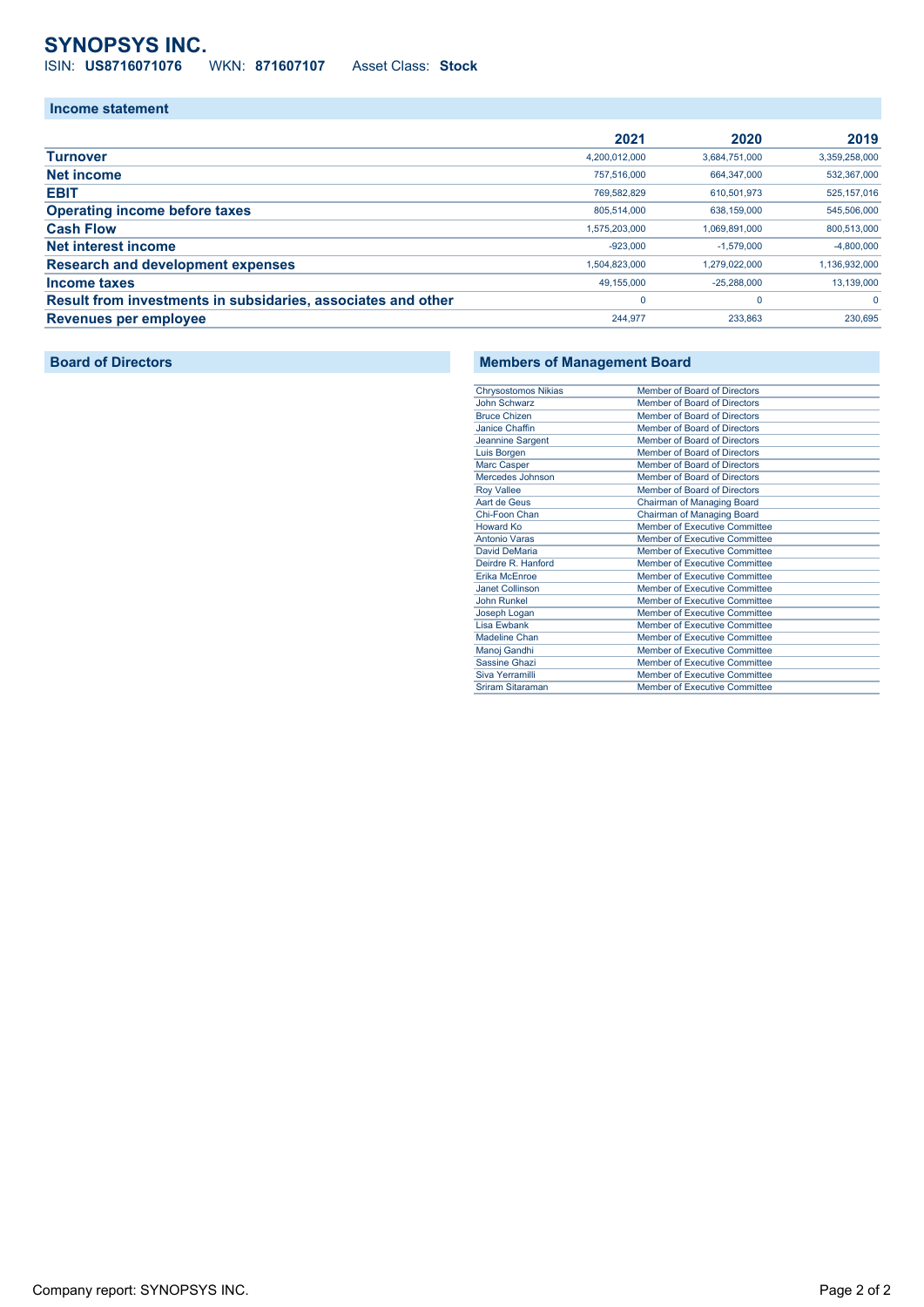# SYNOPSYS INC.

ISIN: **US8716071076** WKN: **871607107** Asset Class: **Stock**

## Income statement

| | 2021 | 2020 | 2019 |
|---|---|---|---|
| **Turnover** | 4,200,012,000 | 3,684,751,000 | 3,359,258,000 |
| **Net income** | 757,516,000 | 664,347,000 | 532,367,000 |
| **EBIT** | 769,582,829 | 610,501,973 | 525,157,016 |
| **Operating income before taxes** | 805,514,000 | 638,159,000 | 545,506,000 |
| **Cash Flow** | 1,575,203,000 | 1,069,891,000 | 800,513,000 |
| **Net interest income** | -923,000 | -1,579,000 | -4,800,000 |
| **Research and development expenses** | 1,504,823,000 | 1,279,022,000 | 1,136,932,000 |
| **Income taxes** | 49,155,000 | -25,288,000 | 13,139,000 |
| **Result from investments in subsidaries, associates and other** | 0 | 0 | 0 |
| **Revenues per employee** | 244,977 | 233,863 | 230,695 |

## Board of Directors

## Members of Management Board

| | |
|---|---|
| Chrysostomos Nikias | Member of Board of Directors |
| John Schwarz | Member of Board of Directors |
| Bruce Chizen | Member of Board of Directors |
| Janice Chaffin | Member of Board of Directors |
| Jeannine Sargent | Member of Board of Directors |
| Luis Borgen | Member of Board of Directors |
| Marc Casper | Member of Board of Directors |
| Mercedes Johnson | Member of Board of Directors |
| Roy Vallee | Member of Board of Directors |
| Aart de Geus | Chairman of Managing Board |
| Chi-Foon Chan | Chairman of Managing Board |
| Howard Ko | Member of Executive Committee |
| Antonio Varas | Member of Executive Committee |
| David DeMaria | Member of Executive Committee |
| Deirdre R. Hanford | Member of Executive Committee |
| Erika McEnroe | Member of Executive Committee |
| Janet Collinson | Member of Executive Committee |
| John Runkel | Member of Executive Committee |
| Joseph Logan | Member of Executive Committee |
| Lisa Ewbank | Member of Executive Committee |
| Madeline Chan | Member of Executive Committee |
| Manoj Gandhi | Member of Executive Committee |
| Sassine Ghazi | Member of Executive Committee |
| Siva Yerramilli | Member of Executive Committee |
| Sriram Sitaraman | Member of Executive Committee |